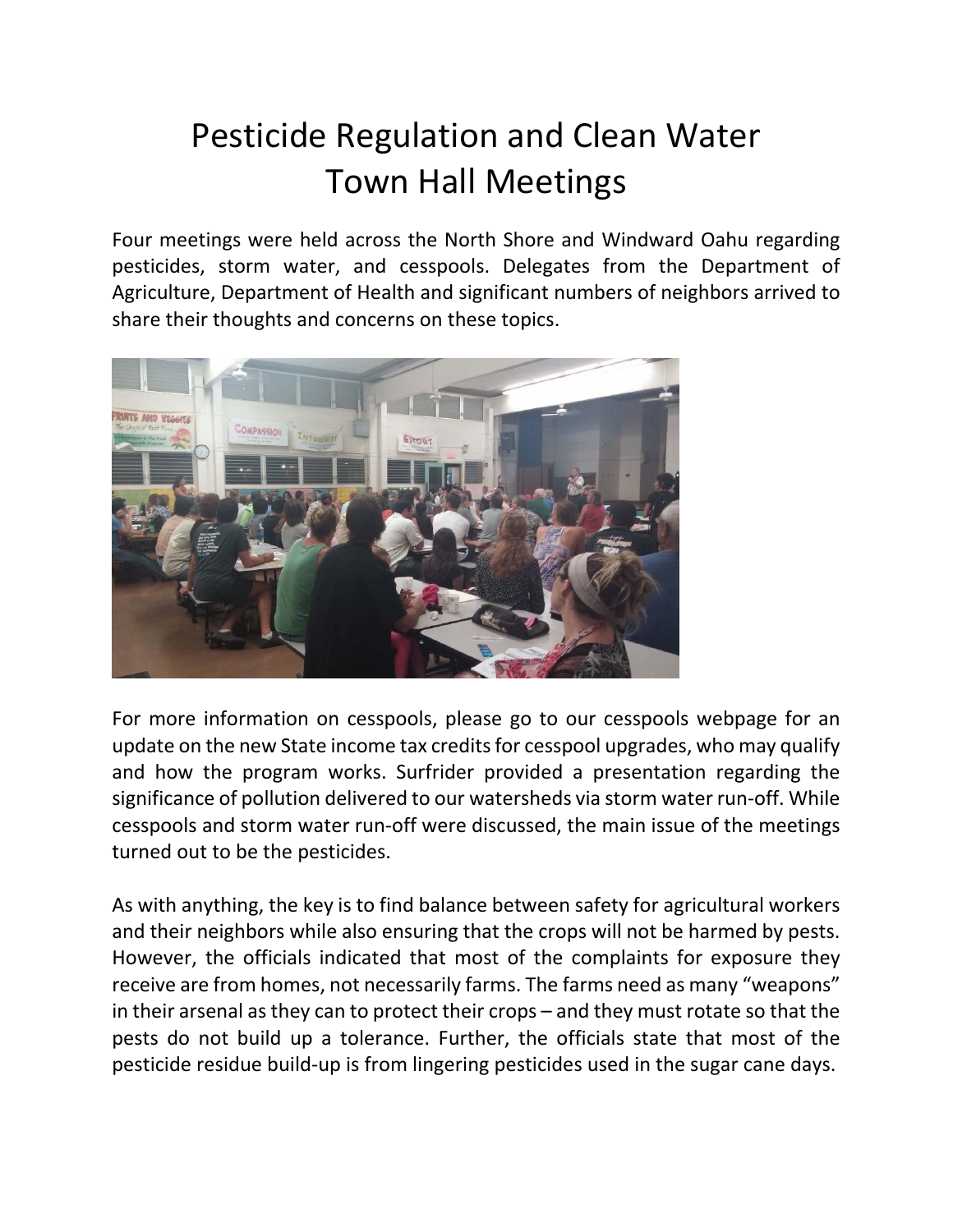# Pesticide Regulation and Clean Water Town Hall Meetings

Four meetings were held across the North Shore and Windward Oahu regarding pesticides, storm water, and cesspools. Delegates from the Department of Agriculture, Department of Health and significant numbers of neighbors arrived to share their thoughts and concerns on these topics.

For more information on cesspools, please go to our cesspools webpage for an update on the new State income tax credits for cesspool upgrades, who may qualify and how the program works. Surfrider provided a presentation regarding the significance of pollution delivered to our watersheds via storm water run-off. While cesspools and storm water run-off were discussed, the main issue of the meetings turned out to be the pesticides.

As with anything, the key is to find balance between safety for agricultural workers and their neighbors while also ensuring that the crops will not be harmed by pests. However, the officials indicated that most of the complaints for exposure they receive are from homes, not necessarily farms. The farms need as many "weapons" in their arsenal as they can to protect their crops – and they must rotate so that the pests do not build up a tolerance. Further, the officials state that most of the pesticide residue build-up is from lingering pesticides used in the sugar cane days.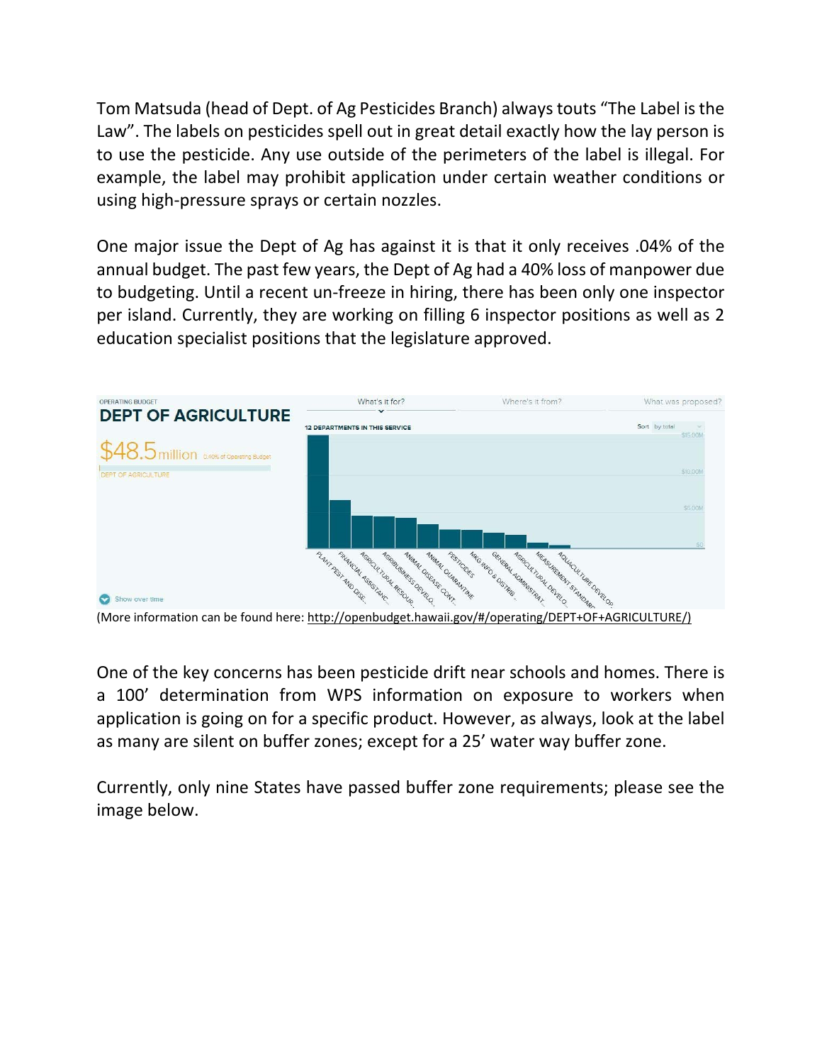Tom Matsuda (head of Dept. of Ag Pesticides Branch) always touts "The Label is the Law". The labels on pesticides spell out in great detail exactly how the lay person is to use the pesticide. Any use outside of the perimeters of the label is illegal. For example, the label may prohibit application under certain weather conditions or using high-pressure sprays or certain nozzles.

One major issue the Dept of Ag has against it is that it only receives .04% of the annual budget. The past few years, the Dept of Ag had a 40% loss of manpower due to budgeting. Until a recent un-freeze in hiring, there has been only one inspector per island. Currently, they are working on filling 6 inspector positions as well as 2 education specialist positions that the legislature approved.

OPERATING BUDGET

DEPT OF AGRICULTURE

$48.5 million 0.40% of Operating Budget

DEPT OF AGRICULTURE

What's it for? | Where's it from? | What was proposed?

12 DEPARTMENTS IN THIS SERVICE

Sort by total

$15.00M, $10.00M, $5.00M, $0

PLANT PEST AND DISE..., FINANCIAL ASSISTANC..., AGRICULTURAL RESOUR..., AGRIBUSINESS DEVELO..., ANIMAL DISEASE CONT..., ANIMAL QUARANTINE, PESTICIDES, MKG INFO & DISTRIB..., GENERAL ADMINISTRAT..., AGRICULTURAL DEVELO..., MEASUREMENT STANDARD..., AQUACULTURE DEVELOP...

Show over time

(More information can be found here: http://openbudget.hawaii.gov/#/operating/DEPT+OF+AGRICULTURE/)

One of the key concerns has been pesticide drift near schools and homes. There is a 100' determination from WPS information on exposure to workers when application is going on for a specific product. However, as always, look at the label as many are silent on buffer zones; except for a 25' water way buffer zone.

Currently, only nine States have passed buffer zone requirements; please see the image below.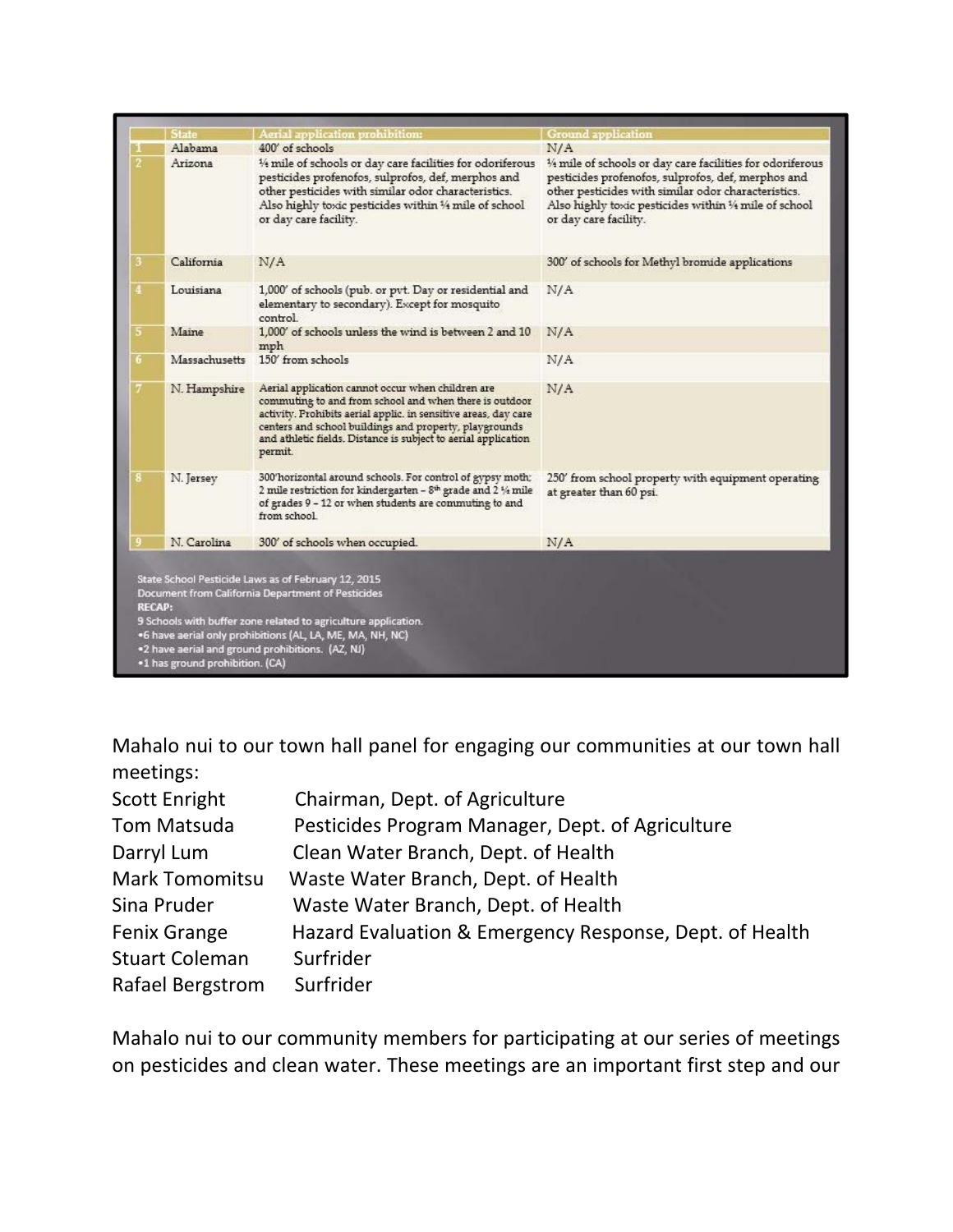| | State | Aerial application prohibition: | Ground application |
|---|---|---|---|
| 1 | Alabama | 400' of schools | N/A |
| 2 | Arizona | ¼ mile of schools or day care facilities for odoriferous pesticides profenofos, sulprofos, def, merphos and other pesticides with similar odor characteristics. Also highly toxic pesticides within ¼ mile of school or day care facility. | ¼ mile of schools or day care facilities for odoriferous pesticides profenofos, sulprofos, def, merphos and other pesticides with similar odor characteristics. Also highly toxic pesticides within ¼ mile of school or day care facility. |
| 3 | California | N/A | 300' of schools for Methyl bromide applications |
| 4 | Louisiana | 1,000' of schools (pub. or pvt. Day or residential and elementary to secondary). Except for mosquito control. | N/A |
| 5 | Maine | 1,000' of schools unless the wind is between 2 and 10 mph | N/A |
| 6 | Massachusetts | 150' from schools | N/A |
| 7 | N. Hampshire | Aerial application cannot occur when children are commuting to and from school and when there is outdoor activity. Prohibits aerial applic. in sensitive areas, day care centers and school buildings and property, playgrounds and athletic fields. Distance is subject to aerial application permit. | N/A |
| 8 | N. Jersey | 300'horizontal around schools. For control of gypsy moth; 2 mile restriction for kindergarten – 8th grade and 2 ¼ mile of grades 9 – 12 or when students are commuting to and from school. | 250' from school property with equipment operating at greater than 60 psi. |
| 9 | N. Carolina | 300' of schools when occupied. | N/A |

State School Pesticide Laws as of February 12, 2015
Document from California Department of Pesticides
**RECAP:**
9 Schools with buffer zone related to agriculture application.
- 6 have aerial only prohibitions (AL, LA, ME, MA, NH, NC)
- 2 have aerial and ground prohibitions. (AZ, NJ)
- 1 has ground prohibition. (CA)

Mahalo nui to our town hall panel for engaging our communities at our town hall meetings:

| | |
|---|---|
| Scott Enright | Chairman, Dept. of Agriculture |
| Tom Matsuda | Pesticides Program Manager, Dept. of Agriculture |
| Darryl Lum | Clean Water Branch, Dept. of Health |
| Mark Tomomitsu | Waste Water Branch, Dept. of Health |
| Sina Pruder | Waste Water Branch, Dept. of Health |
| Fenix Grange | Hazard Evaluation & Emergency Response, Dept. of Health |
| Stuart Coleman | Surfrider |
| Rafael Bergstrom | Surfrider |

Mahalo nui to our community members for participating at our series of meetings on pesticides and clean water. These meetings are an important first step and our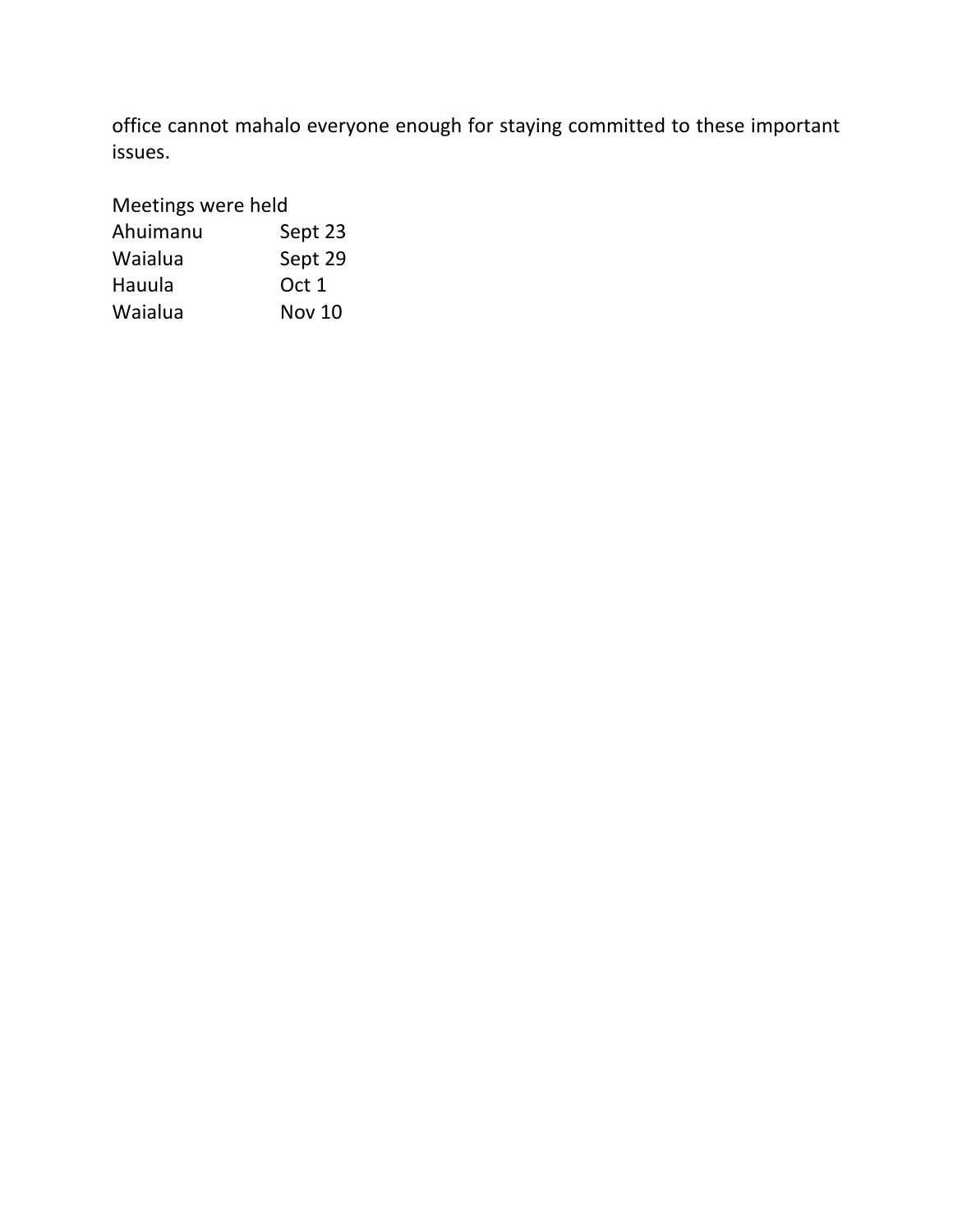office cannot mahalo everyone enough for staying committed to these important issues.

Meetings were held

| | |
|---|---|
| Ahuimanu | Sept 23 |
| Waialua | Sept 29 |
| Hauula | Oct 1 |
| Waialua | Nov 10 |